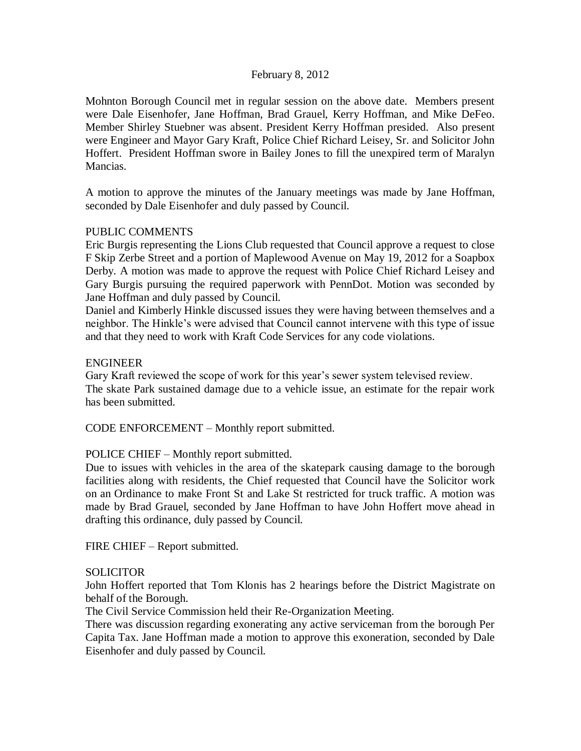February 8, 2012

Mohnton Borough Council met in regular session on the above date. Members present were Dale Eisenhofer, Jane Hoffman, Brad Grauel, Kerry Hoffman, and Mike DeFeo. Member Shirley Stuebner was absent. President Kerry Hoffman presided. Also present were Engineer and Mayor Gary Kraft, Police Chief Richard Leisey, Sr. and Solicitor John Hoffert. President Hoffman swore in Bailey Jones to fill the unexpired term of Maralyn Mancias.

A motion to approve the minutes of the January meetings was made by Jane Hoffman, seconded by Dale Eisenhofer and duly passed by Council.

PUBLIC COMMENTS

Eric Burgis representing the Lions Club requested that Council approve a request to close F Skip Zerbe Street and a portion of Maplewood Avenue on May 19, 2012 for a Soapbox Derby. A motion was made to approve the request with Police Chief Richard Leisey and Gary Burgis pursuing the required paperwork with PennDot. Motion was seconded by Jane Hoffman and duly passed by Council.

Daniel and Kimberly Hinkle discussed issues they were having between themselves and a neighbor. The Hinkle's were advised that Council cannot intervene with this type of issue and that they need to work with Kraft Code Services for any code violations.

ENGINEER

Gary Kraft reviewed the scope of work for this year's sewer system televised review.

The skate Park sustained damage due to a vehicle issue, an estimate for the repair work has been submitted.

CODE ENFORCEMENT – Monthly report submitted.

POLICE CHIEF – Monthly report submitted.

Due to issues with vehicles in the area of the skatepark causing damage to the borough facilities along with residents, the Chief requested that Council have the Solicitor work on an Ordinance to make Front St and Lake St restricted for truck traffic. A motion was made by Brad Grauel, seconded by Jane Hoffman to have John Hoffert move ahead in drafting this ordinance, duly passed by Council.

FIRE CHIEF – Report submitted.

SOLICITOR

John Hoffert reported that Tom Klonis has 2 hearings before the District Magistrate on behalf of the Borough.

The Civil Service Commission held their Re-Organization Meeting.

There was discussion regarding exonerating any active serviceman from the borough Per Capita Tax. Jane Hoffman made a motion to approve this exoneration, seconded by Dale Eisenhofer and duly passed by Council.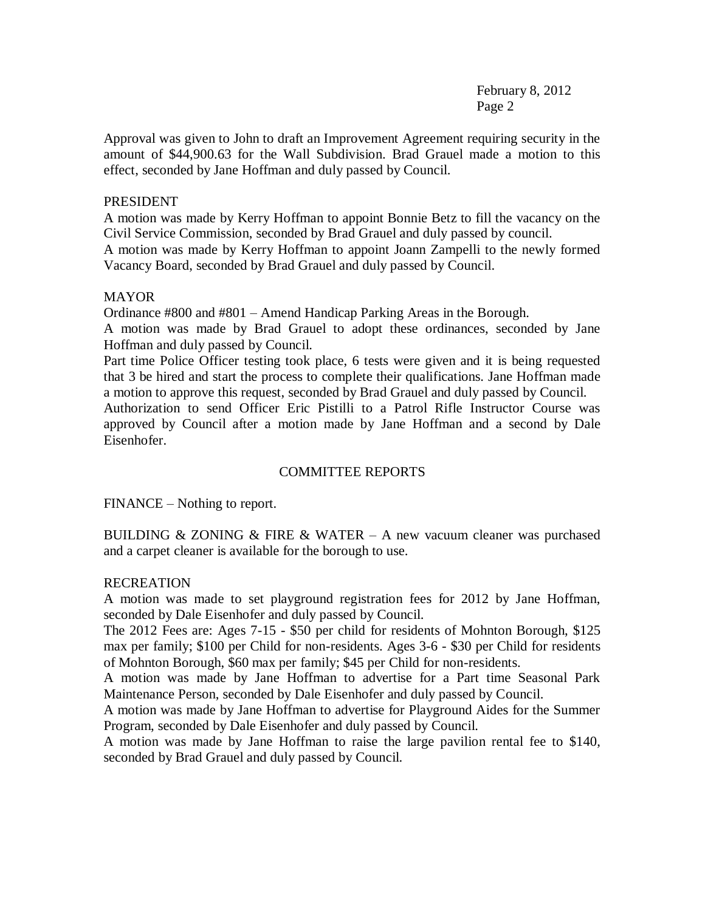Approval was given to John to draft an Improvement Agreement requiring security in the amount of $44,900.63 for the Wall Subdivision. Brad Grauel made a motion to this effect, seconded by Jane Hoffman and duly passed by Council.

PRESIDENT

A motion was made by Kerry Hoffman to appoint Bonnie Betz to fill the vacancy on the Civil Service Commission, seconded by Brad Grauel and duly passed by council.
A motion was made by Kerry Hoffman to appoint Joann Zampelli to the newly formed Vacancy Board, seconded by Brad Grauel and duly passed by Council.

MAYOR

Ordinance #800 and #801 – Amend Handicap Parking Areas in the Borough.
A motion was made by Brad Grauel to adopt these ordinances, seconded by Jane Hoffman and duly passed by Council.
Part time Police Officer testing took place, 6 tests were given and it is being requested that 3 be hired and start the process to complete their qualifications. Jane Hoffman made a motion to approve this request, seconded by Brad Grauel and duly passed by Council.
Authorization to send Officer Eric Pistilli to a Patrol Rifle Instructor Course was approved by Council after a motion made by Jane Hoffman and a second by Dale Eisenhofer.

COMMITTEE REPORTS

FINANCE – Nothing to report.

BUILDING & ZONING & FIRE & WATER – A new vacuum cleaner was purchased and a carpet cleaner is available for the borough to use.

RECREATION

A motion was made to set playground registration fees for 2012 by Jane Hoffman, seconded by Dale Eisenhofer and duly passed by Council.
The 2012 Fees are: Ages 7-15 - $50 per child for residents of Mohnton Borough, $125 max per family; $100 per Child for non-residents. Ages 3-6 - $30 per Child for residents of Mohnton Borough, $60 max per family; $45 per Child for non-residents.
A motion was made by Jane Hoffman to advertise for a Part time Seasonal Park Maintenance Person, seconded by Dale Eisenhofer and duly passed by Council.
A motion was made by Jane Hoffman to advertise for Playground Aides for the Summer Program, seconded by Dale Eisenhofer and duly passed by Council.
A motion was made by Jane Hoffman to raise the large pavilion rental fee to $140, seconded by Brad Grauel and duly passed by Council.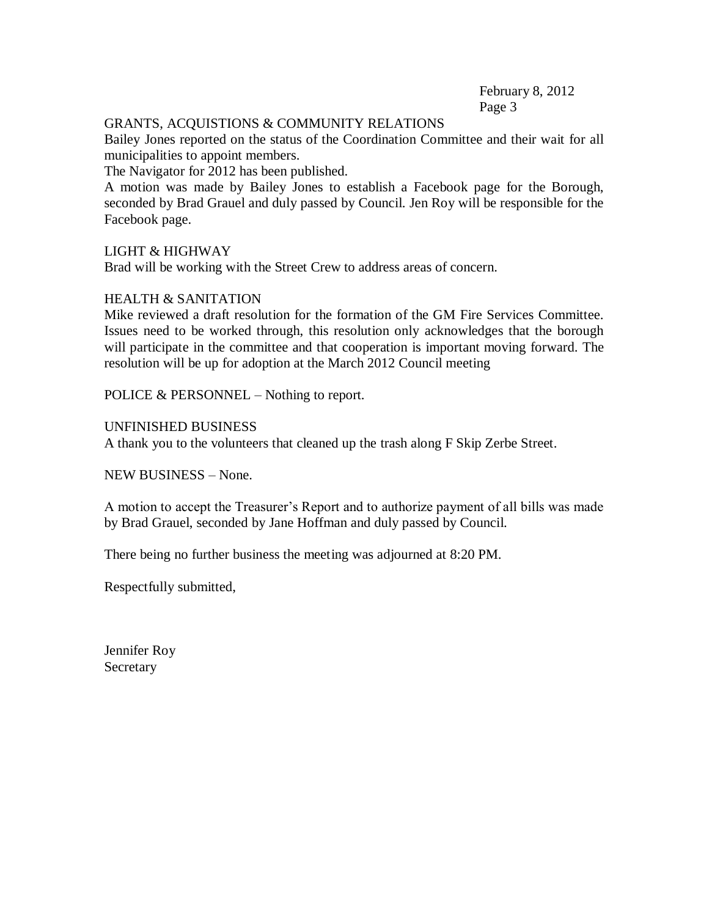## GRANTS, ACQUISTIONS & COMMUNITY RELATIONS

Bailey Jones reported on the status of the Coordination Committee and their wait for all municipalities to appoint members.

The Navigator for 2012 has been published.

A motion was made by Bailey Jones to establish a Facebook page for the Borough, seconded by Brad Grauel and duly passed by Council. Jen Roy will be responsible for the Facebook page.

## LIGHT & HIGHWAY

Brad will be working with the Street Crew to address areas of concern.

## HEALTH & SANITATION

Mike reviewed a draft resolution for the formation of the GM Fire Services Committee. Issues need to be worked through, this resolution only acknowledges that the borough will participate in the committee and that cooperation is important moving forward. The resolution will be up for adoption at the March 2012 Council meeting

POLICE & PERSONNEL – Nothing to report.

## UNFINISHED BUSINESS

A thank you to the volunteers that cleaned up the trash along F Skip Zerbe Street.

NEW BUSINESS – None.

A motion to accept the Treasurer's Report and to authorize payment of all bills was made by Brad Grauel, seconded by Jane Hoffman and duly passed by Council.

There being no further business the meeting was adjourned at 8:20 PM.

Respectfully submitted,

Jennifer Roy
Secretary